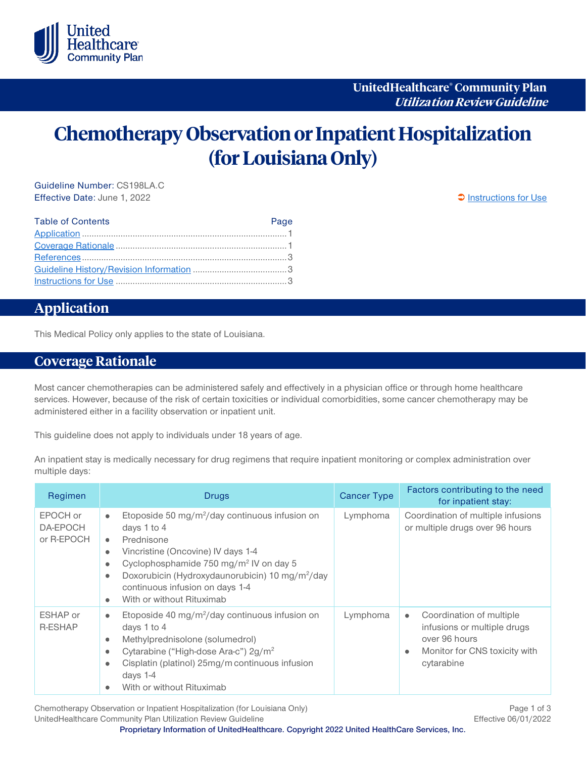UnitedHealthcare® Community Plan
*Utilization Review Guideline*

# Chemotherapy Observation or Inpatient Hospitalization (for Louisiana Only)

Guideline Number: CS198LA.C
Effective Date: June 1, 2022

➲ Instructions for Use

| Table of Contents | Page |
|---|---|
| Application | 1 |
| Coverage Rationale | 1 |
| References | 3 |
| Guideline History/Revision Information | 3 |
| Instructions for Use | 3 |

## Application

This Medical Policy only applies to the state of Louisiana.

## Coverage Rationale

Most cancer chemotherapies can be administered safely and effectively in a physician office or through home healthcare services. However, because of the risk of certain toxicities or individual comorbidities, some cancer chemotherapy may be administered either in a facility observation or inpatient unit.

This guideline does not apply to individuals under 18 years of age.

An inpatient stay is medically necessary for drug regimens that require inpatient monitoring or complex administration over multiple days:

| Regimen | Drugs | Cancer Type | Factors contributing to the need for inpatient stay: |
|---|---|---|---|
| EPOCH or DA-EPOCH or R-EPOCH | • Etoposide 50 mg/m²/day continuous infusion on days 1 to 4<br>• Prednisone<br>• Vincristine (Oncovine) IV days 1-4<br>• Cyclophosphamide 750 mg/m² IV on day 5<br>• Doxorubicin (Hydroxydaunorubicin) 10 mg/m²/day continuous infusion on days 1-4<br>• With or without Rituximab | Lymphoma | Coordination of multiple infusions or multiple drugs over 96 hours |
| ESHAP or R-ESHAP | • Etoposide 40 mg/m²/day continuous infusion on days 1 to 4<br>• Methylprednisolone (solumedrol)<br>• Cytarabine ("High-dose Ara-c") 2g/m²<br>• Cisplatin (platinol) 25mg/m continuous infusion days 1-4<br>• With or without Rituximab | Lymphoma | • Coordination of multiple infusions or multiple drugs over 96 hours<br>• Monitor for CNS toxicity with cytarabine |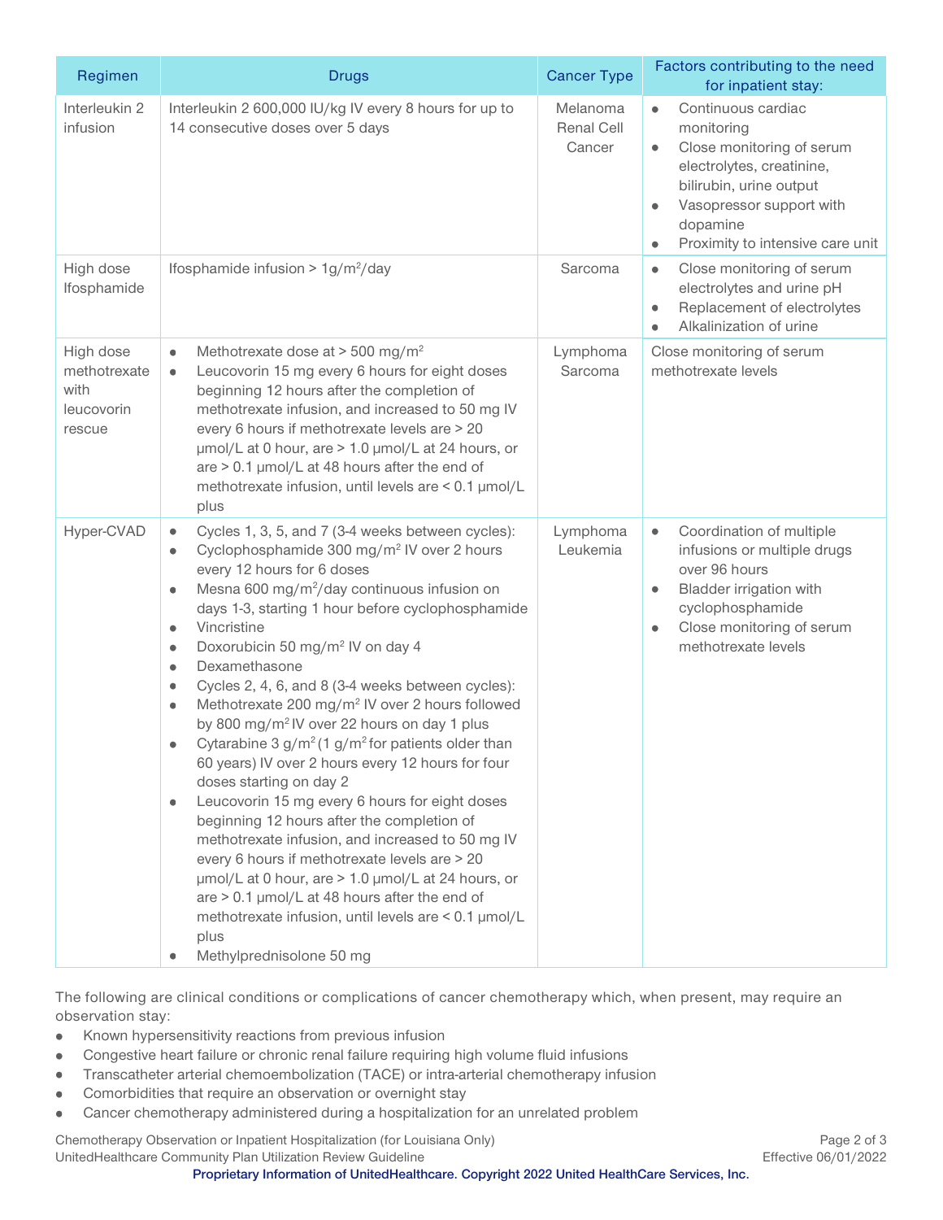| Regimen | Drugs | Cancer Type | Factors contributing to the need for inpatient stay: |
|---|---|---|---|
| Interleukin 2 infusion | Interleukin 2 600,000 IU/kg IV every 8 hours for up to 14 consecutive doses over 5 days | Melanoma<br>Renal Cell Cancer | • Continuous cardiac monitoring<br>• Close monitoring of serum electrolytes, creatinine, bilirubin, urine output<br>• Vasopressor support with dopamine<br>• Proximity to intensive care unit |
| High dose Ifosphamide | Ifosphamide infusion > 1g/m$^2$/day | Sarcoma | • Close monitoring of serum electrolytes and urine pH<br>• Replacement of electrolytes<br>• Alkalinization of urine |
| High dose methotrexate with leucovorin rescue | • Methotrexate dose at > 500 mg/m$^2$<br>• Leucovorin 15 mg every 6 hours for eight doses beginning 12 hours after the completion of methotrexate infusion, and increased to 50 mg IV every 6 hours if methotrexate levels are > 20 µmol/L at 0 hour, are > 1.0 µmol/L at 24 hours, or are > 0.1 µmol/L at 48 hours after the end of methotrexate infusion, until levels are < 0.1 µmol/L plus | Lymphoma<br>Sarcoma | Close monitoring of serum methotrexate levels |
| Hyper-CVAD | • Cycles 1, 3, 5, and 7 (3-4 weeks between cycles):<br>• Cyclophosphamide 300 mg/m$^2$ IV over 2 hours every 12 hours for 6 doses<br>• Mesna 600 mg/m$^2$/day continuous infusion on days 1-3, starting 1 hour before cyclophosphamide<br>• Vincristine<br>• Doxorubicin 50 mg/m$^2$ IV on day 4<br>• Dexamethasone<br>• Cycles 2, 4, 6, and 8 (3-4 weeks between cycles):<br>• Methotrexate 200 mg/m$^2$ IV over 2 hours followed by 800 mg/m$^2$ IV over 22 hours on day 1 plus<br>• Cytarabine 3 g/m$^2$ (1 g/m$^2$ for patients older than 60 years) IV over 2 hours every 12 hours for four doses starting on day 2<br>• Leucovorin 15 mg every 6 hours for eight doses beginning 12 hours after the completion of methotrexate infusion, and increased to 50 mg IV every 6 hours if methotrexate levels are > 20 µmol/L at 0 hour, are > 1.0 µmol/L at 24 hours, or are > 0.1 µmol/L at 48 hours after the end of methotrexate infusion, until levels are < 0.1 µmol/L plus<br>• Methylprednisolone 50 mg | Lymphoma<br>Leukemia | • Coordination of multiple infusions or multiple drugs over 96 hours<br>• Bladder irrigation with cyclophosphamide<br>• Close monitoring of serum methotrexate levels |

The following are clinical conditions or complications of cancer chemotherapy which, when present, may require an observation stay:

- Known hypersensitivity reactions from previous infusion
- Congestive heart failure or chronic renal failure requiring high volume fluid infusions
- Transcatheter arterial chemoembolization (TACE) or intra-arterial chemotherapy infusion
- Comorbidities that require an observation or overnight stay
- Cancer chemotherapy administered during a hospitalization for an unrelated problem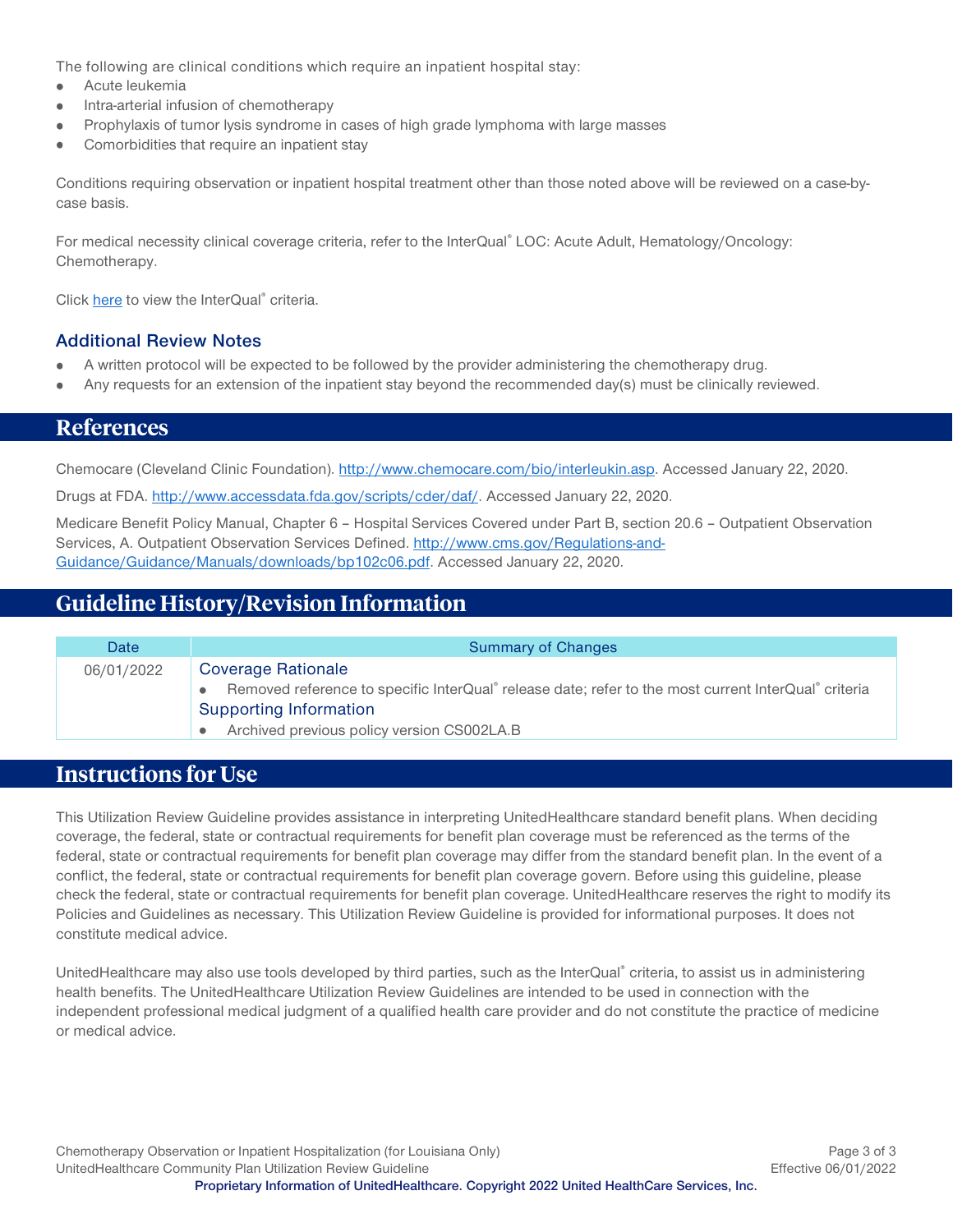The following are clinical conditions which require an inpatient hospital stay:

- Acute leukemia
- Intra-arterial infusion of chemotherapy
- Prophylaxis of tumor lysis syndrome in cases of high grade lymphoma with large masses
- Comorbidities that require an inpatient stay

Conditions requiring observation or inpatient hospital treatment other than those noted above will be reviewed on a case-by-case basis.

For medical necessity clinical coverage criteria, refer to the InterQual® LOC: Acute Adult, Hematology/Oncology: Chemotherapy.

Click [here]() to view the InterQual® criteria.

### Additional Review Notes

- A written protocol will be expected to be followed by the provider administering the chemotherapy drug.
- Any requests for an extension of the inpatient stay beyond the recommended day(s) must be clinically reviewed.

## References

Chemocare (Cleveland Clinic Foundation). http://www.chemocare.com/bio/interleukin.asp. Accessed January 22, 2020.

Drugs at FDA. http://www.accessdata.fda.gov/scripts/cder/daf/. Accessed January 22, 2020.

Medicare Benefit Policy Manual, Chapter 6 – Hospital Services Covered under Part B, section 20.6 – Outpatient Observation Services, A. Outpatient Observation Services Defined. http://www.cms.gov/Regulations-and-Guidance/Guidance/Manuals/downloads/bp102c06.pdf. Accessed January 22, 2020.

## Guideline History/Revision Information

| Date | Summary of Changes |
|---|---|
| 06/01/2022 | **Coverage Rationale**<br>• Removed reference to specific InterQual® release date; refer to the most current InterQual® criteria<br>**Supporting Information**<br>• Archived previous policy version CS002LA.B |

## Instructions for Use

This Utilization Review Guideline provides assistance in interpreting UnitedHealthcare standard benefit plans. When deciding coverage, the federal, state or contractual requirements for benefit plan coverage must be referenced as the terms of the federal, state or contractual requirements for benefit plan coverage may differ from the standard benefit plan. In the event of a conflict, the federal, state or contractual requirements for benefit plan coverage govern. Before using this guideline, please check the federal, state or contractual requirements for benefit plan coverage. UnitedHealthcare reserves the right to modify its Policies and Guidelines as necessary. This Utilization Review Guideline is provided for informational purposes. It does not constitute medical advice.

UnitedHealthcare may also use tools developed by third parties, such as the InterQual® criteria, to assist us in administering health benefits. The UnitedHealthcare Utilization Review Guidelines are intended to be used in connection with the independent professional medical judgment of a qualified health care provider and do not constitute the practice of medicine or medical advice.